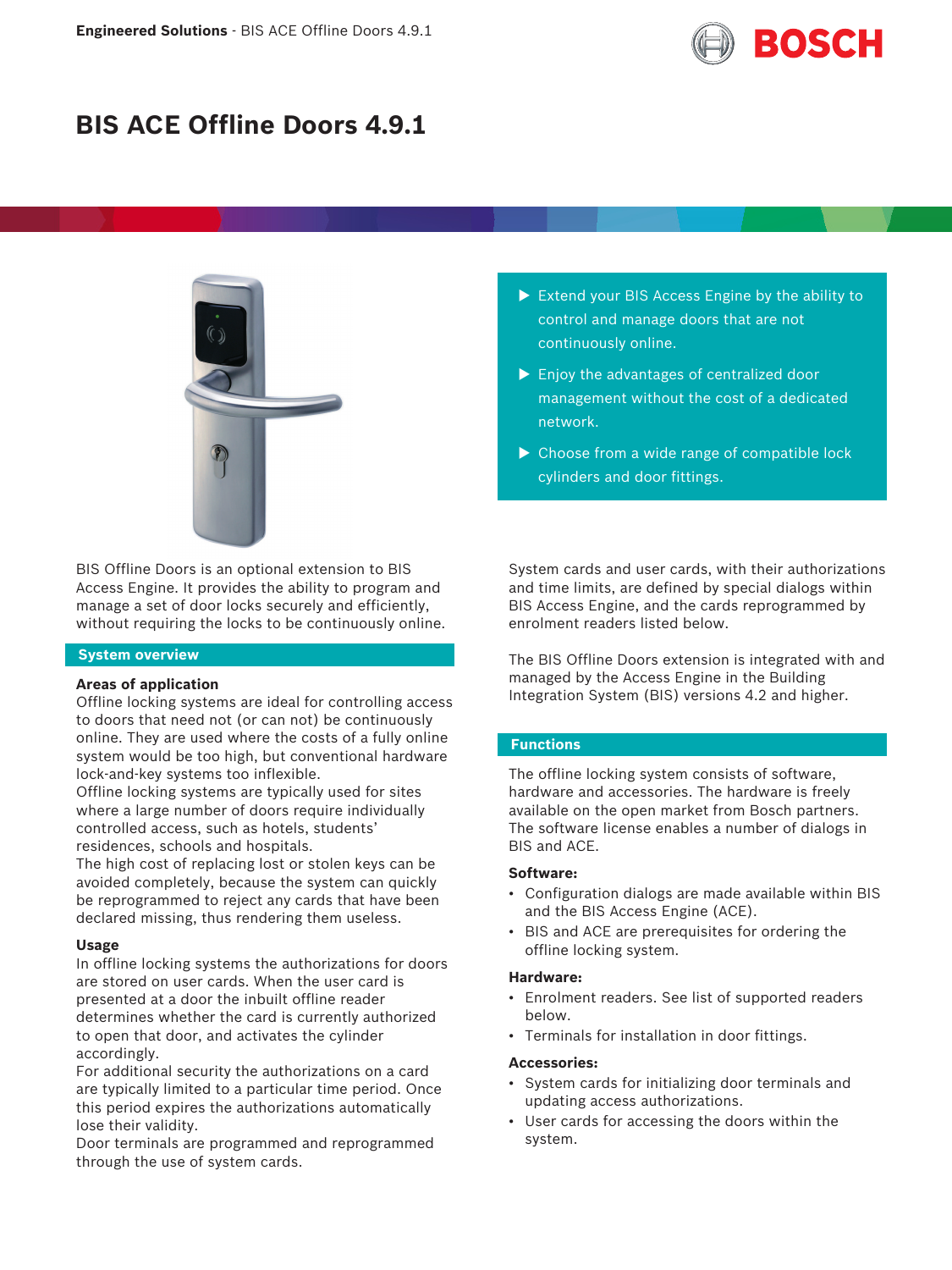# BIS ACE Offline Doors 4.9.1

- Extend your BIS Access Engine by the ability to control and manage doors that are not continuously online.
- Enjoy the advantages of centralized door management without the cost of a dedicated network.
- Choose from a wide range of compatible lock cylinders and door fittings.

BIS Offline Doors is an optional extension to BIS Access Engine. It provides the ability to program and manage a set of door locks securely and efficiently, without requiring the locks to be continuously online.

## System overview

### Areas of application

Offline locking systems are ideal for controlling access to doors that need not (or can not) be continuously online. They are used where the costs of a fully online system would be too high, but conventional hardware lock-and-key systems too inflexible.

Offline locking systems are typically used for sites where a large number of doors require individually controlled access, such as hotels, students' residences, schools and hospitals.

The high cost of replacing lost or stolen keys can be avoided completely, because the system can quickly be reprogrammed to reject any cards that have been declared missing, thus rendering them useless.

### Usage

In offline locking systems the authorizations for doors are stored on user cards. When the user card is presented at a door the inbuilt offline reader determines whether the card is currently authorized to open that door, and activates the cylinder accordingly.

For additional security the authorizations on a card are typically limited to a particular time period. Once this period expires the authorizations automatically lose their validity.

Door terminals are programmed and reprogrammed through the use of system cards.

System cards and user cards, with their authorizations and time limits, are defined by special dialogs within BIS Access Engine, and the cards reprogrammed by enrolment readers listed below.

The BIS Offline Doors extension is integrated with and managed by the Access Engine in the Building Integration System (BIS) versions 4.2 and higher.

## Functions

The offline locking system consists of software, hardware and accessories. The hardware is freely available on the open market from Bosch partners. The software license enables a number of dialogs in BIS and ACE.

**Software:**

- Configuration dialogs are made available within BIS and the BIS Access Engine (ACE).
- BIS and ACE are prerequisites for ordering the offline locking system.

**Hardware:**

- Enrolment readers. See list of supported readers below.
- Terminals for installation in door fittings.

**Accessories:**

- System cards for initializing door terminals and updating access authorizations.
- User cards for accessing the doors within the system.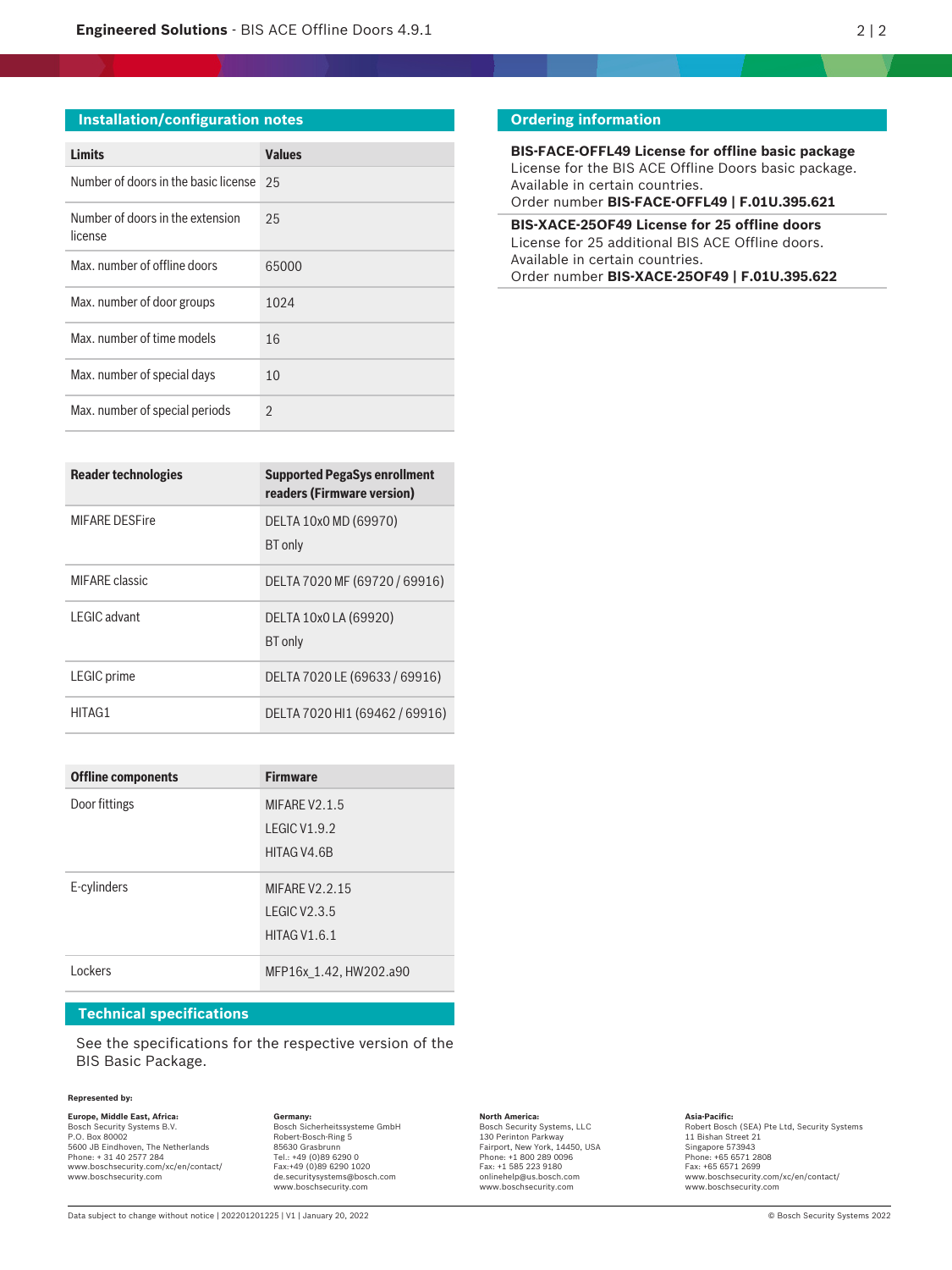## Installation/configuration notes

| Limits | Values |
| --- | --- |
| Number of doors in the basic license | 25 |
| Number of doors in the extension license | 25 |
| Max. number of offline doors | 65000 |
| Max. number of door groups | 1024 |
| Max. number of time models | 16 |
| Max. number of special days | 10 |
| Max. number of special periods | 2 |

| Reader technologies | Supported PegaSys enrollment readers (Firmware version) |
| --- | --- |
| MIFARE DESFire | DELTA 10x0 MD (69970)<br>BT only |
| MIFARE classic | DELTA 7020 MF (69720 / 69916) |
| LEGIC advant | DELTA 10x0 LA (69920)<br>BT only |
| LEGIC prime | DELTA 7020 LE (69633 / 69916) |
| HITAG1 | DELTA 7020 HI1 (69462 / 69916) |

| Offline components | Firmware |
| --- | --- |
| Door fittings | MIFARE V2.1.5<br>LEGIC V1.9.2<br>HITAG V4.6B |
| E-cylinders | MIFARE V2.2.15<br>LEGIC V2.3.5<br>HITAG V1.6.1 |
| Lockers | MFP16x_1.42, HW202.a90 |

## Technical specifications

See the specifications for the respective version of the BIS Basic Package.

## Ordering information

**BIS-FACE-OFFL49 License for offline basic package**
License for the BIS ACE Offline Doors basic package.
Available in certain countries.
Order number **BIS-FACE-OFFL49 | F.01U.395.621**

**BIS-XACE-25OF49 License for 25 offline doors**
License for 25 additional BIS ACE Offline doors.
Available in certain countries.
Order number **BIS-XACE-25OF49 | F.01U.395.622**

**Represented by:**

**Europe, Middle East, Africa:**
Bosch Security Systems B.V.
P.O. Box 80002
5600 JB Eindhoven, The Netherlands
Phone: + 31 40 2577 284
www.boschsecurity.com/xc/en/contact/
www.boschsecurity.com

**Germany:**
Bosch Sicherheitssysteme GmbH
Robert-Bosch-Ring 5
85630 Grasbrunn
Tel.: +49 (0)89 6290 0
Fax:+49 (0)89 6290 1020
de.securitysystems@bosch.com
www.boschsecurity.com

**North America:**
Bosch Security Systems, LLC
130 Perinton Parkway
Fairport, New York, 14450, USA
Phone: +1 800 289 0096
Fax: +1 585 223 9180
onlinehelp@us.bosch.com
www.boschsecurity.com

**Asia-Pacific:**
Robert Bosch (SEA) Pte Ltd, Security Systems
11 Bishan Street 21
Singapore 573943
Phone: +65 6571 2808
Fax: +65 6571 2699
www.boschsecurity.com/xc/en/contact/
www.boschsecurity.com

Data subject to change without notice | 202201201225 | V1 | January 20, 2022

© Bosch Security Systems 2022